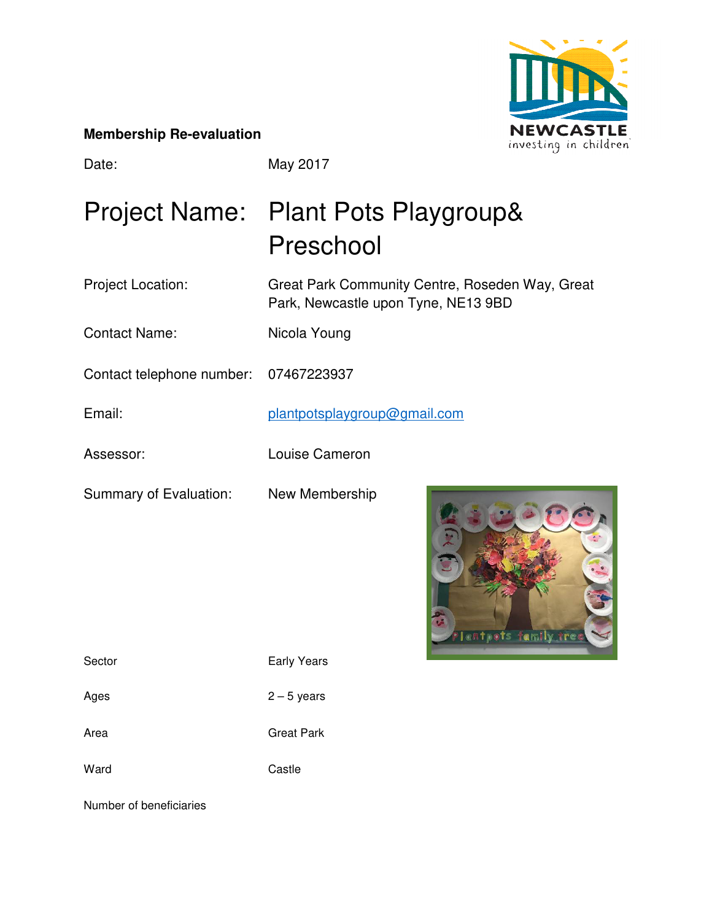**Membership Re-evaluation**

Date: May 2017

# Project Name: Plant Pots Playgroup& Preschool

Project Location: Great Park Community Centre, Roseden Way, Great Park, Newcastle upon Tyne, NE13 9BD

Contact Name: Nicola Young

Contact telephone number: 07467223937

Email: plantpotsplaygroup@gmail.com

Assessor: Louise Cameron

Summary of Evaluation: New Membership

Sector: Early Years

Ages: 2 – 5 years

Area: Great Park

Ward: Castle

Number of beneficiaries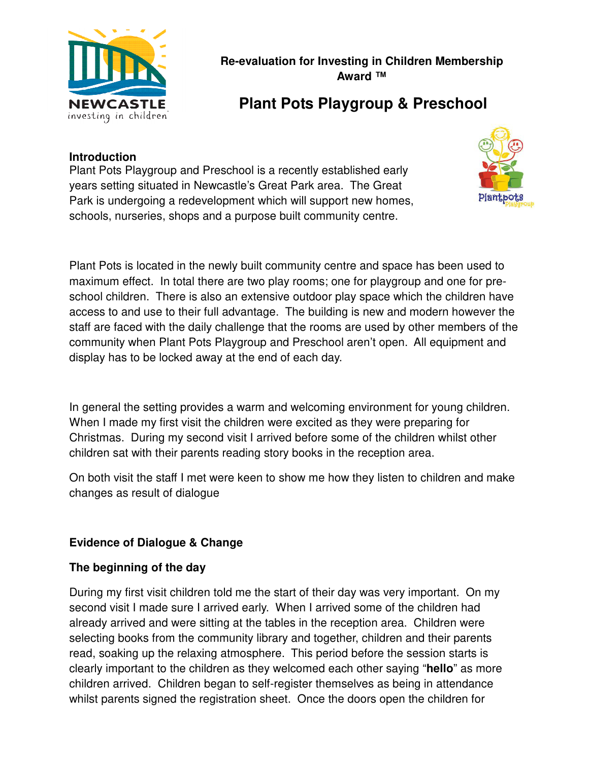**Re-evaluation for Investing in Children Membership Award ™**

# Plant Pots Playgroup & Preschool

**Introduction**

Plant Pots Playgroup and Preschool is a recently established early years setting situated in Newcastle's Great Park area. The Great Park is undergoing a redevelopment which will support new homes, schools, nurseries, shops and a purpose built community centre.

Plant Pots is located in the newly built community centre and space has been used to maximum effect. In total there are two play rooms; one for playgroup and one for pre-school children. There is also an extensive outdoor play space which the children have access to and use to their full advantage. The building is new and modern however the staff are faced with the daily challenge that the rooms are used by other members of the community when Plant Pots Playgroup and Preschool aren't open. All equipment and display has to be locked away at the end of each day.

In general the setting provides a warm and welcoming environment for young children. When I made my first visit the children were excited as they were preparing for Christmas. During my second visit I arrived before some of the children whilst other children sat with their parents reading story books in the reception area.

On both visit the staff I met were keen to show me how they listen to children and make changes as result of dialogue

**Evidence of Dialogue & Change**

**The beginning of the day**

During my first visit children told me the start of their day was very important. On my second visit I made sure I arrived early. When I arrived some of the children had already arrived and were sitting at the tables in the reception area. Children were selecting books from the community library and together, children and their parents read, soaking up the relaxing atmosphere. This period before the session starts is clearly important to the children as they welcomed each other saying "**hello**" as more children arrived. Children began to self-register themselves as being in attendance whilst parents signed the registration sheet. Once the doors open the children for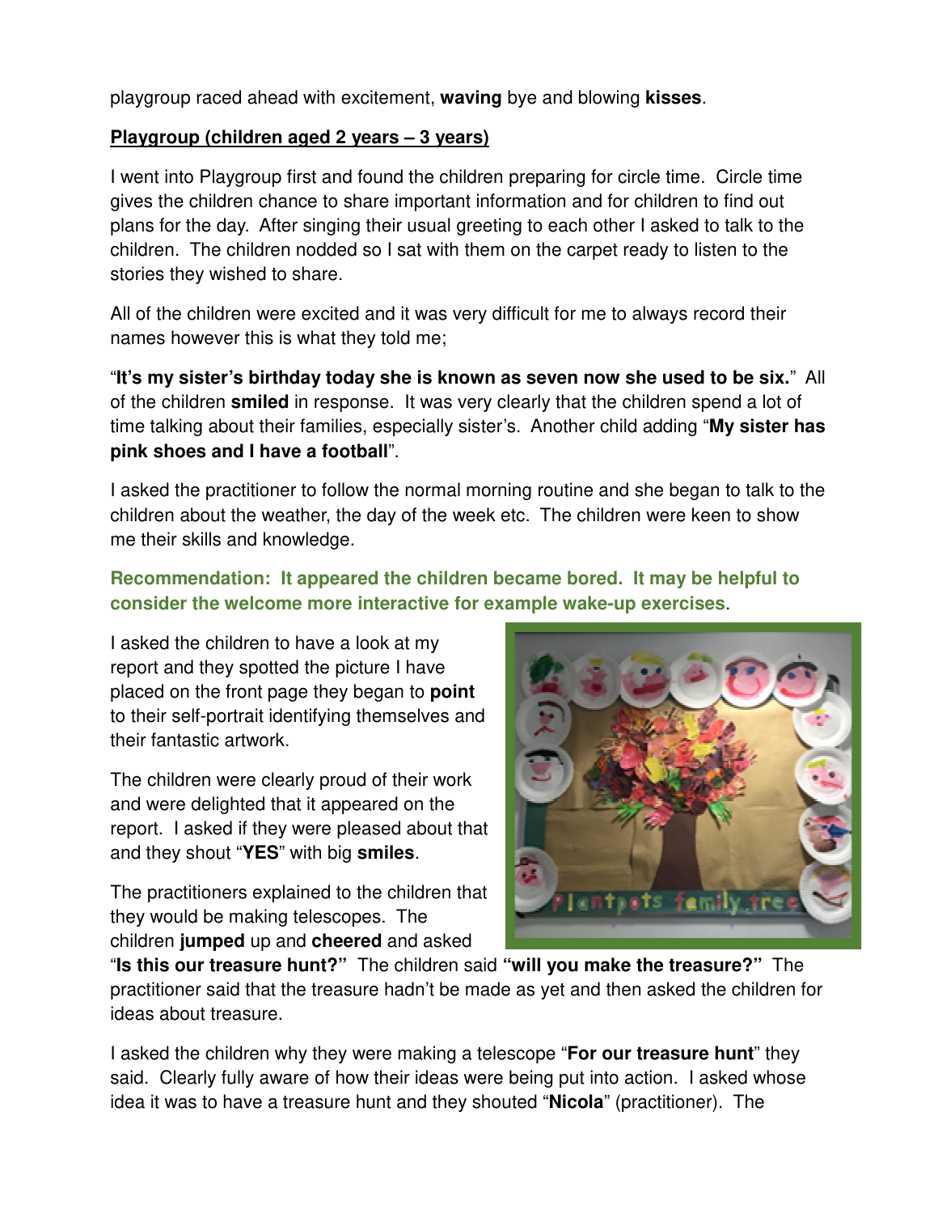playgroup raced ahead with excitement, **waving** bye and blowing **kisses**.

**Playgroup (children aged 2 years – 3 years)**

I went into Playgroup first and found the children preparing for circle time. Circle time gives the children chance to share important information and for children to find out plans for the day. After singing their usual greeting to each other I asked to talk to the children. The children nodded so I sat with them on the carpet ready to listen to the stories they wished to share.

All of the children were excited and it was very difficult for me to always record their names however this is what they told me;

"**It's my sister's birthday today she is known as seven now she used to be six.**" All of the children **smiled** in response. It was very clearly that the children spend a lot of time talking about their families, especially sister's. Another child adding "**My sister has pink shoes and I have a football**".

I asked the practitioner to follow the normal morning routine and she began to talk to the children about the weather, the day of the week etc. The children were keen to show me their skills and knowledge.

**Recommendation: It appeared the children became bored. It may be helpful to consider the welcome more interactive for example wake-up exercises**.

I asked the children to have a look at my report and they spotted the picture I have placed on the front page they began to **point** to their self-portrait identifying themselves and their fantastic artwork.

The children were clearly proud of their work and were delighted that it appeared on the report. I asked if they were pleased about that and they shout "**YES**" with big **smiles**.

The practitioners explained to the children that they would be making telescopes. The children **jumped** up and **cheered** and asked "**Is this our treasure hunt?**" The children said **"will you make the treasure?"** The practitioner said that the treasure hadn't be made as yet and then asked the children for ideas about treasure.

I asked the children why they were making a telescope "**For our treasure hunt**" they said. Clearly fully aware of how their ideas were being put into action. I asked whose idea it was to have a treasure hunt and they shouted "**Nicola**" (practitioner). The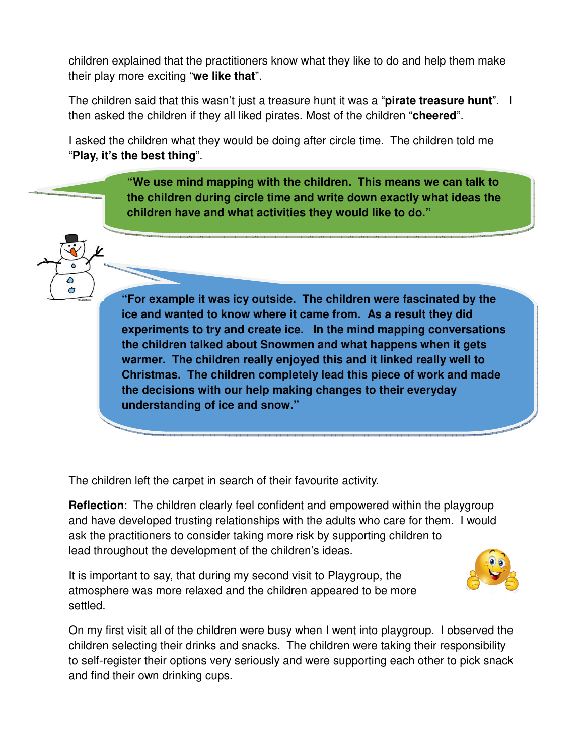children explained that the practitioners know what they like to do and help them make their play more exciting "**we like that**".

The children said that this wasn't just a treasure hunt it was a "**pirate treasure hunt**". I then asked the children if they all liked pirates. Most of the children "**cheered**".

I asked the children what they would be doing after circle time. The children told me "**Play, it's the best thing**".

**"We use mind mapping with the children. This means we can talk to the children during circle time and write down exactly what ideas the children have and what activities they would like to do."**

**"For example it was icy outside. The children were fascinated by the ice and wanted to know where it came from. As a result they did experiments to try and create ice. In the mind mapping conversations the children talked about Snowmen and what happens when it gets warmer. The children really enjoyed this and it linked really well to Christmas. The children completely lead this piece of work and made the decisions with our help making changes to their everyday understanding of ice and snow."**

The children left the carpet in search of their favourite activity.

**Reflection**: The children clearly feel confident and empowered within the playgroup and have developed trusting relationships with the adults who care for them. I would ask the practitioners to consider taking more risk by supporting children to lead throughout the development of the children's ideas.

It is important to say, that during my second visit to Playgroup, the atmosphere was more relaxed and the children appeared to be more settled.

On my first visit all of the children were busy when I went into playgroup. I observed the children selecting their drinks and snacks. The children were taking their responsibility to self-register their options very seriously and were supporting each other to pick snack and find their own drinking cups.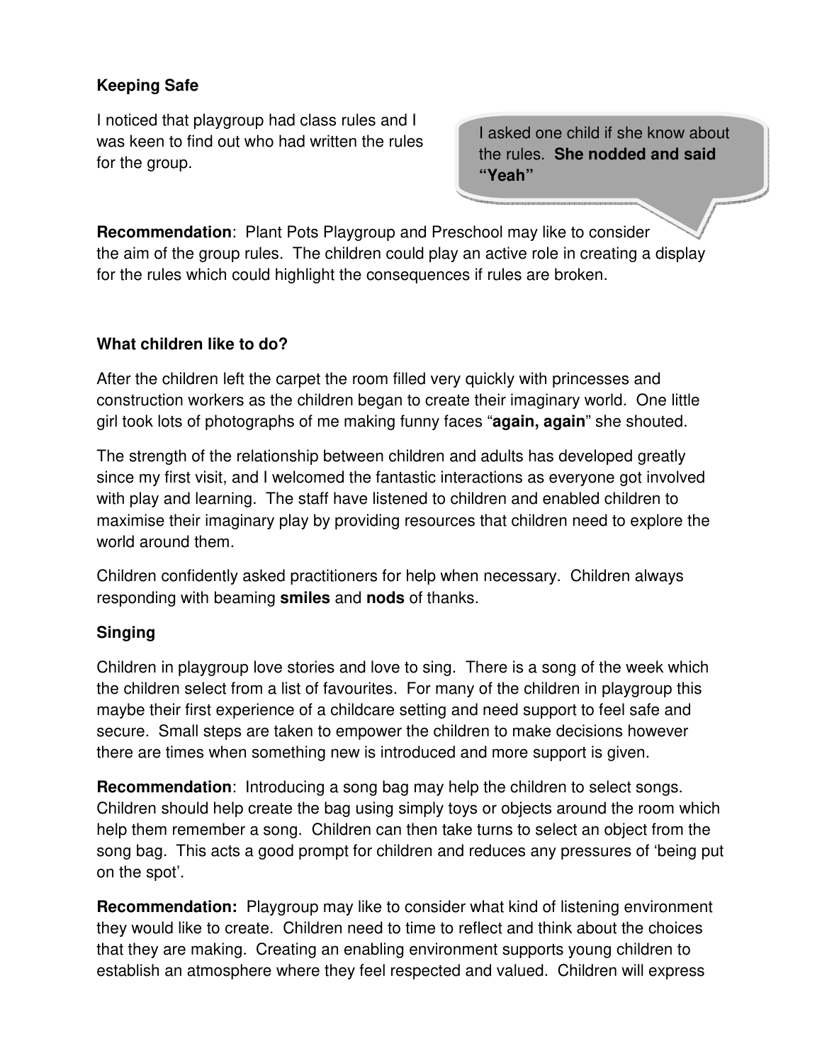**Keeping Safe**

I noticed that playgroup had class rules and I was keen to find out who had written the rules for the group.

I asked one child if she know about the rules. **She nodded and said "Yeah"**

**Recommendation**: Plant Pots Playgroup and Preschool may like to consider the aim of the group rules. The children could play an active role in creating a display for the rules which could highlight the consequences if rules are broken.

**What children like to do?**

After the children left the carpet the room filled very quickly with princesses and construction workers as the children began to create their imaginary world. One little girl took lots of photographs of me making funny faces "**again, again**" she shouted.

The strength of the relationship between children and adults has developed greatly since my first visit, and I welcomed the fantastic interactions as everyone got involved with play and learning. The staff have listened to children and enabled children to maximise their imaginary play by providing resources that children need to explore the world around them.

Children confidently asked practitioners for help when necessary. Children always responding with beaming **smiles** and **nods** of thanks.

**Singing**

Children in playgroup love stories and love to sing. There is a song of the week which the children select from a list of favourites. For many of the children in playgroup this maybe their first experience of a childcare setting and need support to feel safe and secure. Small steps are taken to empower the children to make decisions however there are times when something new is introduced and more support is given.

**Recommendation**: Introducing a song bag may help the children to select songs. Children should help create the bag using simply toys or objects around the room which help them remember a song. Children can then take turns to select an object from the song bag. This acts a good prompt for children and reduces any pressures of 'being put on the spot'.

**Recommendation:** Playgroup may like to consider what kind of listening environment they would like to create. Children need to time to reflect and think about the choices that they are making. Creating an enabling environment supports young children to establish an atmosphere where they feel respected and valued. Children will express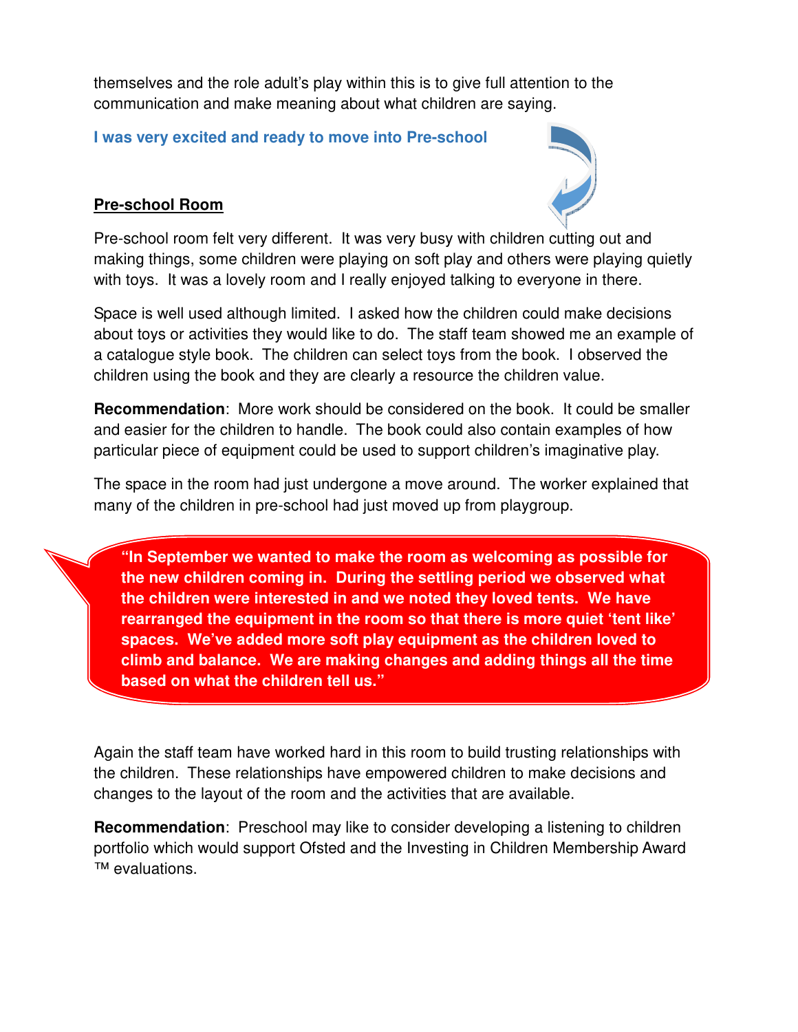themselves and the role adult's play within this is to give full attention to the communication and make meaning about what children are saying.

**I was very excited and ready to move into Pre-school**

**Pre-school Room**

Pre-school room felt very different. It was very busy with children cutting out and making things, some children were playing on soft play and others were playing quietly with toys. It was a lovely room and I really enjoyed talking to everyone in there.

Space is well used although limited. I asked how the children could make decisions about toys or activities they would like to do. The staff team showed me an example of a catalogue style book. The children can select toys from the book. I observed the children using the book and they are clearly a resource the children value.

**Recommendation**: More work should be considered on the book. It could be smaller and easier for the children to handle. The book could also contain examples of how particular piece of equipment could be used to support children's imaginative play.

The space in the room had just undergone a move around. The worker explained that many of the children in pre-school had just moved up from playgroup.

> **"In September we wanted to make the room as welcoming as possible for the new children coming in. During the settling period we observed what the children were interested in and we noted they loved tents. We have rearranged the equipment in the room so that there is more quiet 'tent like' spaces. We've added more soft play equipment as the children loved to climb and balance. We are making changes and adding things all the time based on what the children tell us."**

Again the staff team have worked hard in this room to build trusting relationships with the children. These relationships have empowered children to make decisions and changes to the layout of the room and the activities that are available.

**Recommendation**: Preschool may like to consider developing a listening to children portfolio which would support Ofsted and the Investing in Children Membership Award ™ evaluations.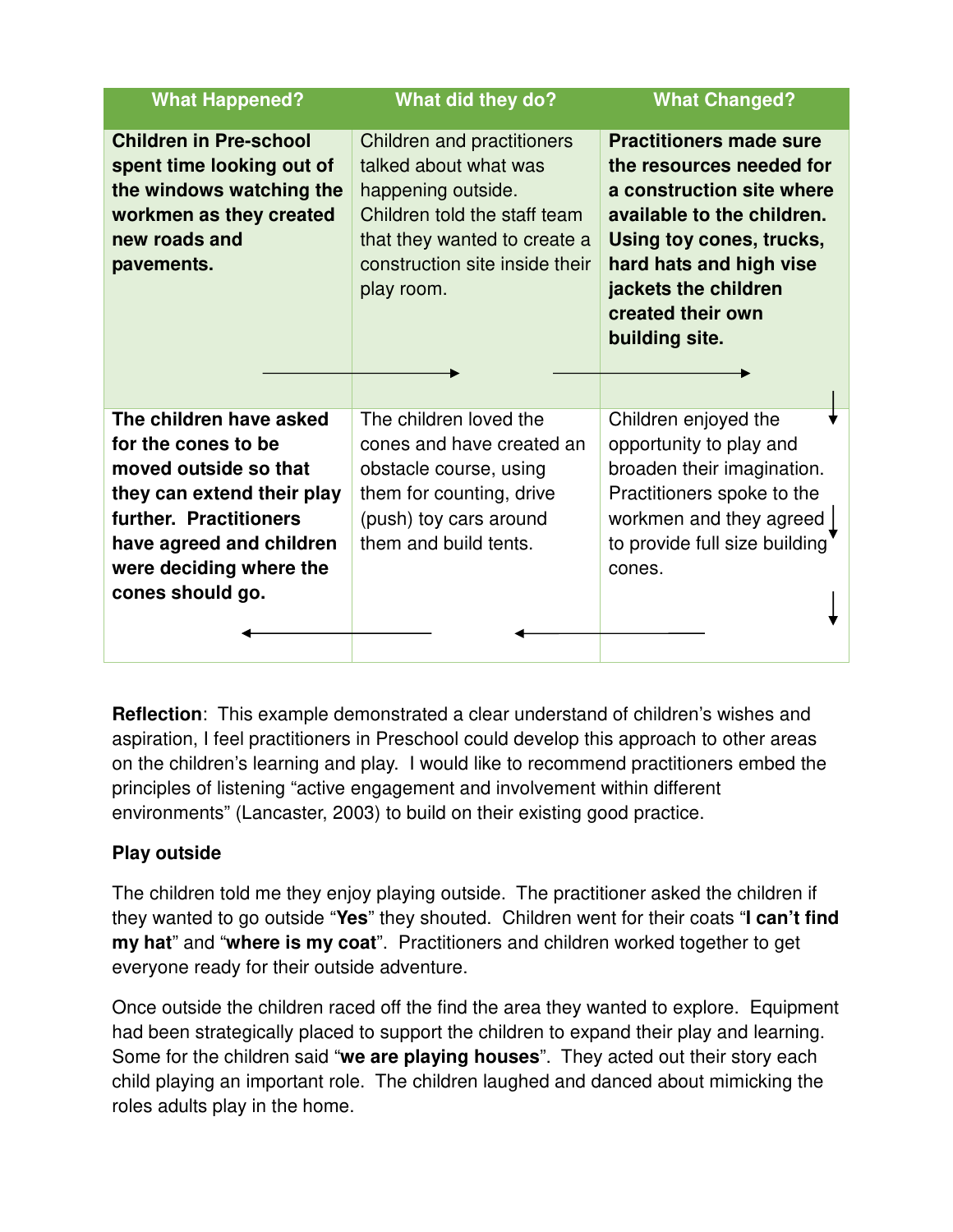| What Happened? | What did they do? | What Changed? |
|---|---|---|
| **Children in Pre-school spent time looking out of the windows watching the workmen as they created new roads and pavements.** | Children and practitioners talked about what was happening outside. Children told the staff team that they wanted to create a construction site inside their play room. | **Practitioners made sure the resources needed for a construction site where available to the children. Using toy cones, trucks, hard hats and high vise jackets the children created their own building site.** |
| **The children have asked for the cones to be moved outside so that they can extend their play further. Practitioners have agreed and children were deciding where the cones should go.** | The children loved the cones and have created an obstacle course, using them for counting, drive (push) toy cars around them and build tents. | Children enjoyed the opportunity to play and broaden their imagination. Practitioners spoke to the workmen and they agreed to provide full size building cones. |

**Reflection**: This example demonstrated a clear understand of children's wishes and aspiration, I feel practitioners in Preschool could develop this approach to other areas on the children's learning and play. I would like to recommend practitioners embed the principles of listening "active engagement and involvement within different environments" (Lancaster, 2003) to build on their existing good practice.

**Play outside**

The children told me they enjoy playing outside. The practitioner asked the children if they wanted to go outside "**Yes**" they shouted. Children went for their coats "**I can't find my hat**" and "**where is my coat**". Practitioners and children worked together to get everyone ready for their outside adventure.

Once outside the children raced off the find the area they wanted to explore. Equipment had been strategically placed to support the children to expand their play and learning. Some for the children said "**we are playing houses**". They acted out their story each child playing an important role. The children laughed and danced about mimicking the roles adults play in the home.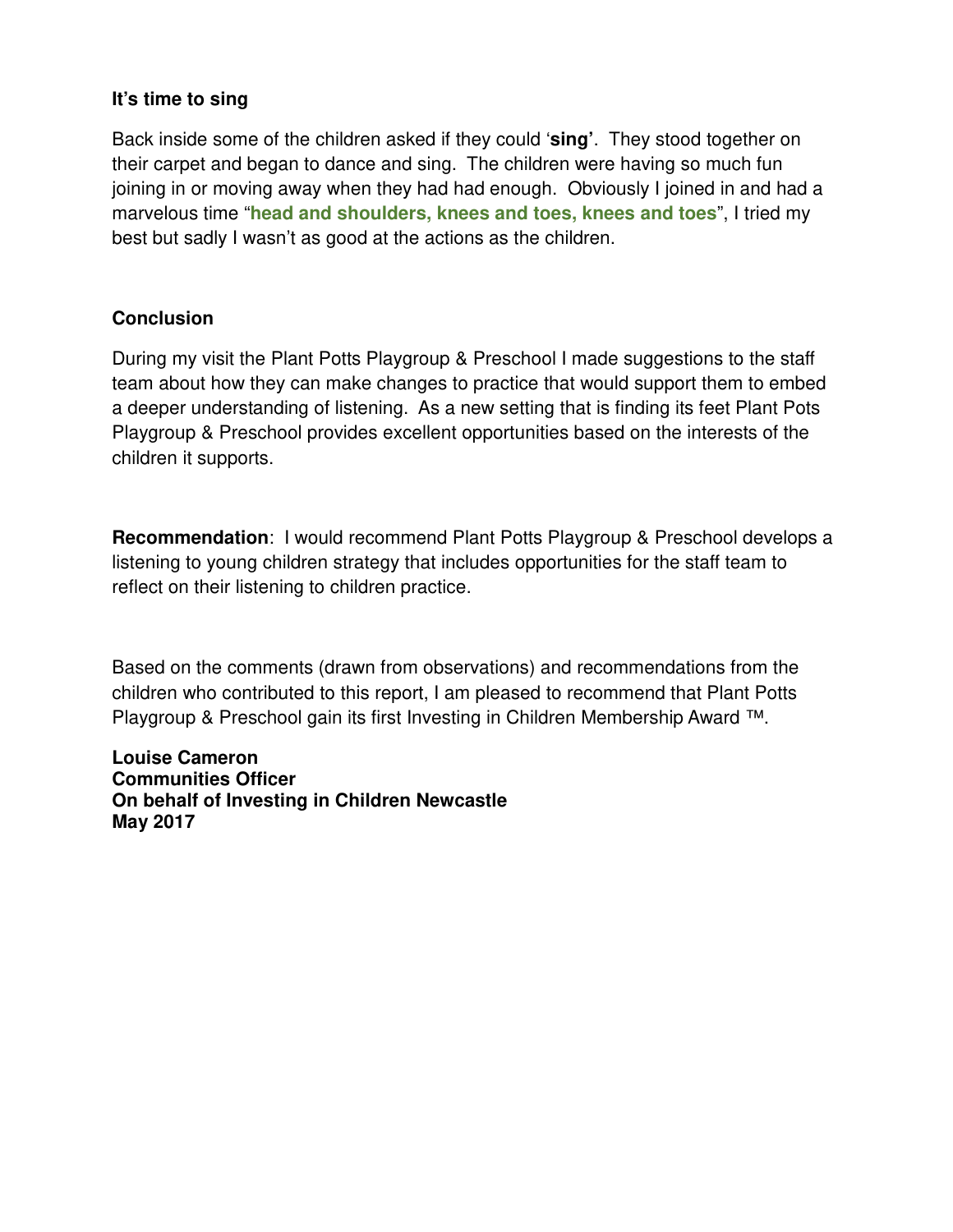**It's time to sing**

Back inside some of the children asked if they could '**sing'**. They stood together on their carpet and began to dance and sing. The children were having so much fun joining in or moving away when they had had enough. Obviously I joined in and had a marvelous time "**head and shoulders, knees and toes, knees and toes**", I tried my best but sadly I wasn't as good at the actions as the children.

**Conclusion**

During my visit the Plant Potts Playgroup & Preschool I made suggestions to the staff team about how they can make changes to practice that would support them to embed a deeper understanding of listening. As a new setting that is finding its feet Plant Pots Playgroup & Preschool provides excellent opportunities based on the interests of the children it supports.

**Recommendation**: I would recommend Plant Potts Playgroup & Preschool develops a listening to young children strategy that includes opportunities for the staff team to reflect on their listening to children practice.

Based on the comments (drawn from observations) and recommendations from the children who contributed to this report, I am pleased to recommend that Plant Potts Playgroup & Preschool gain its first Investing in Children Membership Award ™.

**Louise Cameron**
**Communities Officer**
**On behalf of Investing in Children Newcastle**
**May 2017**